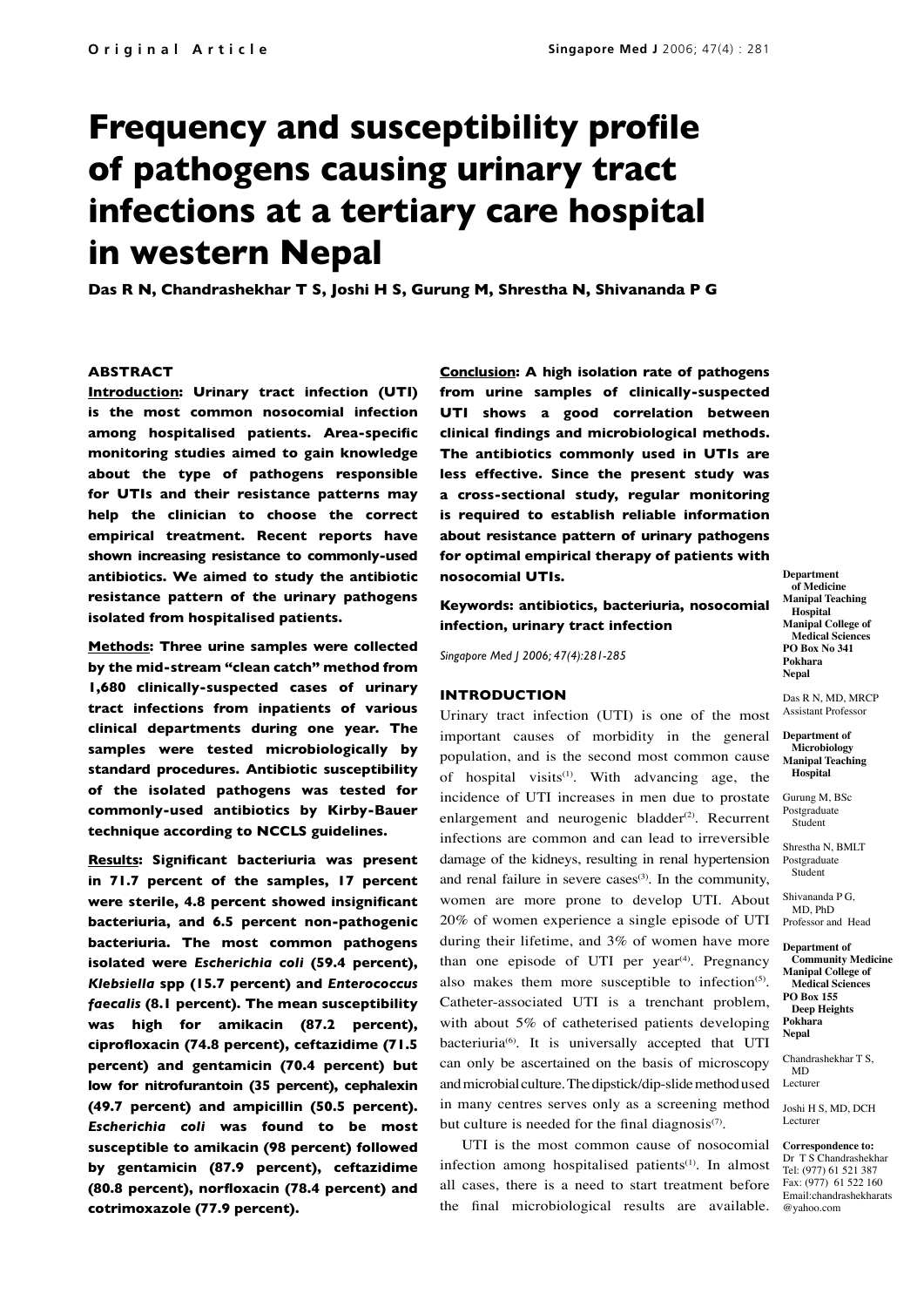Original Article

# Frequency and susceptibility profile of pathogens causing urinary tract infections at a tertiary care hospital in western Nepal

**Das R N, Chandrashekhar T S, Joshi H S, Gurung M, Shrestha N, Shivananda P G**

## ABSTRACT

**Introduction: Urinary tract infection (UTI) is the most common nosocomial infection among hospitalised patients. Area-specific monitoring studies aimed to gain knowledge about the type of pathogens responsible for UTIs and their resistance patterns may help the clinician to choose the correct empirical treatment. Recent reports have shown increasing resistance to commonly-used antibiotics. We aimed to study the antibiotic resistance pattern of the urinary pathogens isolated from hospitalised patients.**

**Methods: Three urine samples were collected by the mid-stream "clean catch" method from 1,680 clinically-suspected cases of urinary tract infections from inpatients of various clinical departments during one year. The samples were tested microbiologically by standard procedures. Antibiotic susceptibility of the isolated pathogens was tested for commonly-used antibiotics by Kirby-Bauer technique according to NCCLS guidelines.**

**Results: Significant bacteriuria was present in 71.7 percent of the samples, 17 percent were sterile, 4.8 percent showed insignificant bacteriuria, and 6.5 percent non-pathogenic bacteriuria. The most common pathogens isolated were *Escherichia coli* (59.4 percent), *Klebsiella* spp (15.7 percent) and *Enterococcus faecalis* (8.1 percent). The mean susceptibility was high for amikacin (87.2 percent), ciprofloxacin (74.8 percent), ceftazidime (71.5 percent) and gentamicin (70.4 percent) but low for nitrofurantoin (35 percent), cephalexin (49.7 percent) and ampicillin (50.5 percent). *Escherichia coli* was found to be most susceptible to amikacin (98 percent) followed by gentamicin (87.9 percent), ceftazidime (80.8 percent), norfloxacin (78.4 percent) and cotrimoxazole (77.9 percent).**

**Conclusion: A high isolation rate of pathogens from urine samples of clinically-suspected UTI shows a good correlation between clinical findings and microbiological methods. The antibiotics commonly used in UTIs are less effective. Since the present study was a cross-sectional study, regular monitoring is required to establish reliable information about resistance pattern of urinary pathogens for optimal empirical therapy of patients with nosocomial UTIs.**

**Keywords: antibiotics, bacteriuria, nosocomial infection, urinary tract infection**

*Singapore Med J 2006; 47(4):281-285*

## INTRODUCTION

Urinary tract infection (UTI) is one of the most important causes of morbidity in the general population, and is the second most common cause of hospital visits[1]. With advancing age, the incidence of UTI increases in men due to prostate enlargement and neurogenic bladder[2]. Recurrent infections are common and can lead to irreversible damage of the kidneys, resulting in renal hypertension and renal failure in severe cases[3]. In the community, women are more prone to develop UTI. About 20% of women experience a single episode of UTI during their lifetime, and 3% of women have more than one episode of UTI per year[4]. Pregnancy also makes them more susceptible to infection[5]. Catheter-associated UTI is a trenchant problem, with about 5% of catheterised patients developing bacteriuria[6]. It is universally accepted that UTI can only be ascertained on the basis of microscopy and microbial culture. The dipstick/dip-slide method used in many centres serves only as a screening method but culture is needed for the final diagnosis[7].

UTI is the most common cause of nosocomial infection among hospitalised patients[1]. In almost all cases, there is a need to start treatment before the final microbiological results are available.

**Department of Medicine**
**Manipal Teaching Hospital**
**Manipal College of Medical Sciences**
**PO Box No 341**
**Pokhara**
**Nepal**

Das R N, MD, MRCP
Assistant Professor

**Department of Microbiology**
**Manipal Teaching Hospital**

Gurung M, BSc
Postgraduate Student

Shrestha N, BMLT
Postgraduate Student

Shivananda P G, MD, PhD
Professor and Head

**Department of Community Medicine**
**Manipal College of Medical Sciences**
**PO Box 155**
**Deep Heights**
**Pokhara**
**Nepal**

Chandrashekhar T S, MD
Lecturer

Joshi H S, MD, DCH
Lecturer

**Correspondence to:**
Dr T S Chandrashekhar
Tel: (977) 61 521 387
Fax: (977) 61 522 160
Email: chandrashekharats@yahoo.com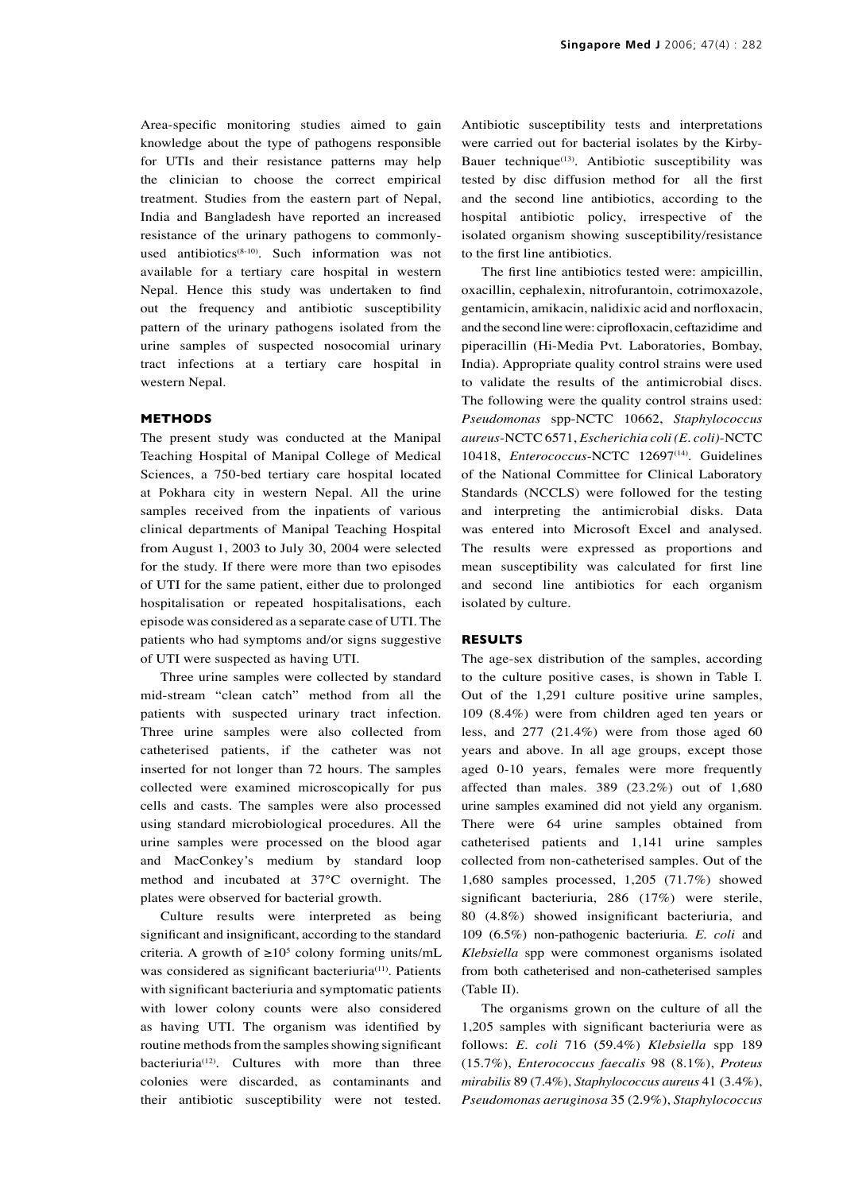Area-specific monitoring studies aimed to gain knowledge about the type of pathogens responsible for UTIs and their resistance patterns may help the clinician to choose the correct empirical treatment. Studies from the eastern part of Nepal, India and Bangladesh have reported an increased resistance of the urinary pathogens to commonly-used antibiotics[8-10]. Such information was not available for a tertiary care hospital in western Nepal. Hence this study was undertaken to find out the frequency and antibiotic susceptibility pattern of the urinary pathogens isolated from the urine samples of suspected nosocomial urinary tract infections at a tertiary care hospital in western Nepal.

## METHODS

The present study was conducted at the Manipal Teaching Hospital of Manipal College of Medical Sciences, a 750-bed tertiary care hospital located at Pokhara city in western Nepal. All the urine samples received from the inpatients of various clinical departments of Manipal Teaching Hospital from August 1, 2003 to July 30, 2004 were selected for the study. If there were more than two episodes of UTI for the same patient, either due to prolonged hospitalisation or repeated hospitalisations, each episode was considered as a separate case of UTI. The patients who had symptoms and/or signs suggestive of UTI were suspected as having UTI.

Three urine samples were collected by standard mid-stream "clean catch" method from all the patients with suspected urinary tract infection. Three urine samples were also collected from catheterised patients, if the catheter was not inserted for not longer than 72 hours. The samples collected were examined microscopically for pus cells and casts. The samples were also processed using standard microbiological procedures. All the urine samples were processed on the blood agar and MacConkey's medium by standard loop method and incubated at 37°C overnight. The plates were observed for bacterial growth.

Culture results were interpreted as being significant and insignificant, according to the standard criteria. A growth of $\geq 10^5$ colony forming units/mL was considered as significant bacteriuria[11]. Patients with significant bacteriuria and symptomatic patients with lower colony counts were also considered as having UTI. The organism was identified by routine methods from the samples showing significant bacteriuria[12]. Cultures with more than three colonies were discarded, as contaminants and their antibiotic susceptibility were not tested. Antibiotic susceptibility tests and interpretations were carried out for bacterial isolates by the Kirby-Bauer technique[13]. Antibiotic susceptibility was tested by disc diffusion method for all the first and the second line antibiotics, according to the hospital antibiotic policy, irrespective of the isolated organism showing susceptibility/resistance to the first line antibiotics.

The first line antibiotics tested were: ampicillin, oxacillin, cephalexin, nitrofurantoin, cotrimoxazole, gentamicin, amikacin, nalidixic acid and norfloxacin, and the second line were: ciprofloxacin, ceftazidime and piperacillin (Hi-Media Pvt. Laboratories, Bombay, India). Appropriate quality control strains were used to validate the results of the antimicrobial discs. The following were the quality control strains used: *Pseudomonas* spp-NCTC 10662, *Staphylococcus aureus*-NCTC 6571, *Escherichia coli (E. coli)*-NCTC 10418, *Enterococcus*-NCTC 12697[14]. Guidelines of the National Committee for Clinical Laboratory Standards (NCCLS) were followed for the testing and interpreting the antimicrobial disks. Data was entered into Microsoft Excel and analysed. The results were expressed as proportions and mean susceptibility was calculated for first line and second line antibiotics for each organism isolated by culture.

## RESULTS

The age-sex distribution of the samples, according to the culture positive cases, is shown in Table I. Out of the 1,291 culture positive urine samples, 109 (8.4%) were from children aged ten years or less, and 277 (21.4%) were from those aged 60 years and above. In all age groups, except those aged 0-10 years, females were more frequently affected than males. 389 (23.2%) out of 1,680 urine samples examined did not yield any organism. There were 64 urine samples obtained from catheterised patients and 1,141 urine samples collected from non-catheterised samples. Out of the 1,680 samples processed, 1,205 (71.7%) showed significant bacteriuria, 286 (17%) were sterile, 80 (4.8%) showed insignificant bacteriuria, and 109 (6.5%) non-pathogenic bacteriuria. *E. coli* and *Klebsiella* spp were commonest organisms isolated from both catheterised and non-catheterised samples (Table II).

The organisms grown on the culture of all the 1,205 samples with significant bacteriuria were as follows: *E. coli* 716 (59.4%) *Klebsiella* spp 189 (15.7%), *Enterococcus faecalis* 98 (8.1%), *Proteus mirabilis* 89 (7.4%), *Staphylococcus aureus* 41 (3.4%), *Pseudomonas aeruginosa* 35 (2.9%), *Staphylococcus*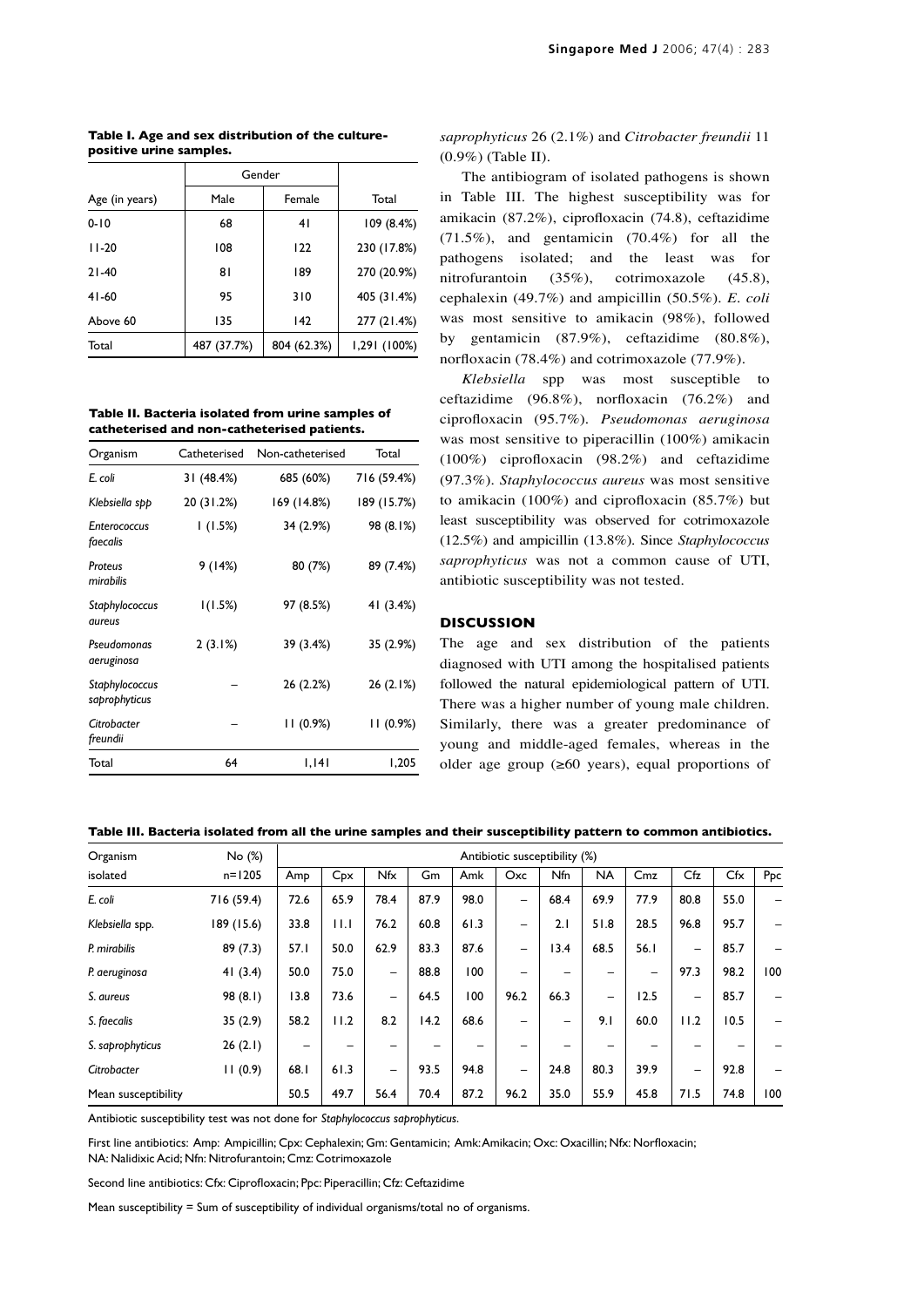**Table I. Age and sex distribution of the culture-positive urine samples.**

| Age (in years) | Gender | | Total |
|---|---|---|---|
| | Male | Female | |
| 0-10 | 68 | 41 | 109 (8.4%) |
| 11-20 | 108 | 122 | 230 (17.8%) |
| 21-40 | 81 | 189 | 270 (20.9%) |
| 41-60 | 95 | 310 | 405 (31.4%) |
| Above 60 | 135 | 142 | 277 (21.4%) |
| Total | 487 (37.7%) | 804 (62.3%) | 1,291 (100%) |

**Table II. Bacteria isolated from urine samples of catheterised and non-catheterised patients.**

| Organism | Catheterised | Non-catheterised | Total |
|---|---|---|---|
| *E. coli* | 31 (48.4%) | 685 (60%) | 716 (59.4%) |
| *Klebsiella spp* | 20 (31.2%) | 169 (14.8%) | 189 (15.7%) |
| *Enterococcus faecalis* | 1 (1.5%) | 34 (2.9%) | 98 (8.1%) |
| *Proteus mirabilis* | 9 (14%) | 80 (7%) | 89 (7.4%) |
| *Staphylococcus aureus* | 1(1.5%) | 97 (8.5%) | 41 (3.4%) |
| *Pseudomonas aeruginosa* | 2 (3.1%) | 39 (3.4%) | 35 (2.9%) |
| *Staphylococcus saprophyticus* | – | 26 (2.2%) | 26 (2.1%) |
| *Citrobacter freundii* | – | 11 (0.9%) | 11 (0.9%) |
| Total | 64 | 1,141 | 1,205 |

*saprophyticus* 26 (2.1%) and *Citrobacter freundii* 11 (0.9%) (Table II).

The antibiogram of isolated pathogens is shown in Table III. The highest susceptibility was for amikacin (87.2%), ciprofloxacin (74.8), ceftazidime (71.5%), and gentamicin (70.4%) for all the pathogens isolated; and the least was for nitrofurantoin (35%), cotrimoxazole (45.8), cephalexin (49.7%) and ampicillin (50.5%). *E. coli* was most sensitive to amikacin (98%), followed by gentamicin (87.9%), ceftazidime (80.8%), norfloxacin (78.4%) and cotrimoxazole (77.9%).

*Klebsiella* spp was most susceptible to ceftazidime (96.8%), norfloxacin (76.2%) and ciprofloxacin (95.7%). *Pseudomonas aeruginosa* was most sensitive to piperacillin (100%) amikacin (100%) ciprofloxacin (98.2%) and ceftazidime (97.3%). *Staphylococcus aureus* was most sensitive to amikacin (100%) and ciprofloxacin (85.7%) but least susceptibility was observed for cotrimoxazole (12.5%) and ampicillin (13.8%). Since *Staphylococcus saprophyticus* was not a common cause of UTI, antibiotic susceptibility was not tested.

## DISCUSSION

The age and sex distribution of the patients diagnosed with UTI among the hospitalised patients followed the natural epidemiological pattern of UTI. There was a higher number of young male children. Similarly, there was a greater predominance of young and middle-aged females, whereas in the older age group (≥60 years), equal proportions of

**Table III. Bacteria isolated from all the urine samples and their susceptibility pattern to common antibiotics.**

| Organism isolated | No (%) n=1205 | Antibiotic susceptibility (%) | | | | | | | | | | | |
|---|---|---|---|---|---|---|---|---|---|---|---|---|---|
| | | Amp | Cpx | Nfx | Gm | Amk | Oxc | Nfn | NA | Cmz | Cfz | Cfx | Ppc |
| *E. coli* | 716 (59.4) | 72.6 | 65.9 | 78.4 | 87.9 | 98.0 | – | 68.4 | 69.9 | 77.9 | 80.8 | 55.0 | – |
| *Klebsiella* spp. | 189 (15.6) | 33.8 | 11.1 | 76.2 | 60.8 | 61.3 | – | 2.1 | 51.8 | 28.5 | 96.8 | 95.7 | – |
| *P. mirabilis* | 89 (7.3) | 57.1 | 50.0 | 62.9 | 83.3 | 87.6 | – | 13.4 | 68.5 | 56.1 | – | 85.7 | – |
| *P. aeruginosa* | 41 (3.4) | 50.0 | 75.0 | – | 88.8 | 100 | – | – | – | – | 97.3 | 98.2 | 100 |
| *S. aureus* | 98 (8.1) | 13.8 | 73.6 | – | 64.5 | 100 | 96.2 | 66.3 | – | 12.5 | – | 85.7 | – |
| *S. faecalis* | 35 (2.9) | 58.2 | 11.2 | 8.2 | 14.2 | 68.6 | – | – | 9.1 | 60.0 | 11.2 | 10.5 | – |
| *S. saprophyticus* | 26 (2.1) | – | – | – | – | – | – | – | – | – | – | – | – |
| *Citrobacter* | 11 (0.9) | 68.1 | 61.3 | – | 93.5 | 94.8 | – | 24.8 | 80.3 | 39.9 | – | 92.8 | – |
| Mean susceptibility | | 50.5 | 49.7 | 56.4 | 70.4 | 87.2 | 96.2 | 35.0 | 55.9 | 45.8 | 71.5 | 74.8 | 100 |

Antibiotic susceptibility test was not done for *Staphylococcus saprophyticus*.

First line antibiotics: Amp: Ampicillin; Cpx: Cephalexin; Gm: Gentamicin; Amk: Amikacin; Oxc: Oxacillin; Nfx: Norfloxacin; NA: Nalidixic Acid; Nfn: Nitrofurantoin; Cmz: Cotrimoxazole

Second line antibiotics: Cfx: Ciprofloxacin; Ppc: Piperacillin; Cfz: Ceftazidime

Mean susceptibility = Sum of susceptibility of individual organisms/total no of organisms.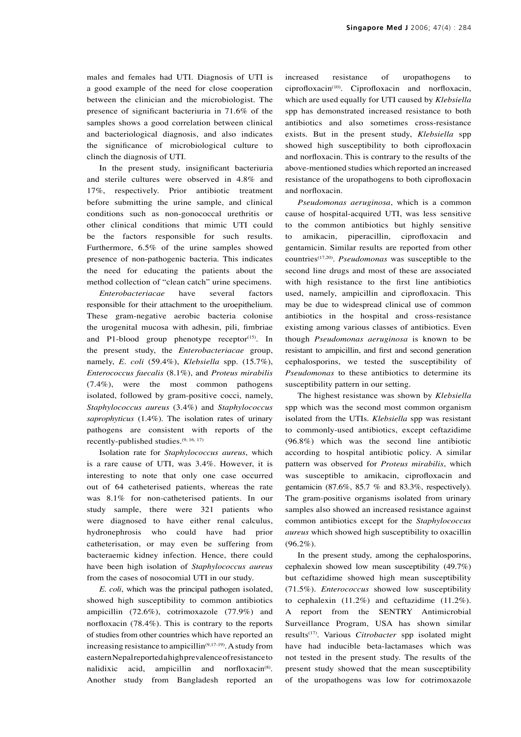males and females had UTI. Diagnosis of UTI is a good example of the need for close cooperation between the clinician and the microbiologist. The presence of significant bacteriuria in 71.6% of the samples shows a good correlation between clinical and bacteriological diagnosis, and also indicates the significance of microbiological culture to clinch the diagnosis of UTI.

In the present study, insignificant bacteriuria and sterile cultures were observed in 4.8% and 17%, respectively. Prior antibiotic treatment before submitting the urine sample, and clinical conditions such as non-gonococcal urethritis or other clinical conditions that mimic UTI could be the factors responsible for such results. Furthermore, 6.5% of the urine samples showed presence of non-pathogenic bacteria. This indicates the need for educating the patients about the method collection of "clean catch" urine specimens.

*Enterobacteriacae* have several factors responsible for their attachment to the uroepithelium. These gram-negative aerobic bacteria colonise the urogenital mucosa with adhesin, pili, fimbriae and P1-blood group phenotype receptor[15]. In the present study, the *Enterobacteriacae* group, namely, *E. coli* (59.4%), *Klebsiella* spp. (15.7%), *Enterococcus faecalis* (8.1%), and *Proteus mirabilis* (7.4%), were the most common pathogens isolated, followed by gram-positive cocci, namely, *Staphylococcus aureus* (3.4%) and *Staphylococcus saprophyticus* (1.4%). The isolation rates of urinary pathogens are consistent with reports of the recently-published studies.[9, 16, 17]

Isolation rate for *Staphylococcus aureus*, which is a rare cause of UTI, was 3.4%. However, it is interesting to note that only one case occurred out of 64 catheterised patients, whereas the rate was 8.1% for non-catheterised patients. In our study sample, there were 321 patients who were diagnosed to have either renal calculus, hydronephrosis who could have had prior catheterisation, or may even be suffering from bacteraemic kidney infection. Hence, there could have been high isolation of *Staphylococcus aureus* from the cases of nosocomial UTI in our study.

*E. coli*, which was the principal pathogen isolated, showed high susceptibility to common antibiotics ampicillin (72.6%), cotrimoxazole (77.9%) and norfloxacin (78.4%). This is contrary to the reports of studies from other countries which have reported an increasing resistance to ampicillin[9,17-19]. A study from eastern Nepal reported a high prevalence of resistance to nalidixic acid, ampicillin and norfloxacin[8]. Another study from Bangladesh reported an increased resistance of uropathogens to ciprofloxacin[10]. Ciprofloxacin and norfloxacin, which are used equally for UTI caused by *Klebsiella* spp has demonstrated increased resistance to both antibiotics and also sometimes cross-resistance exists. But in the present study, *Klebsiella* spp showed high susceptibility to both ciprofloxacin and norfloxacin. This is contrary to the results of the above-mentioned studies which reported an increased resistance of the uropathogens to both ciprofloxacin and norfloxacin.

*Pseudomonas aeruginosa*, which is a common cause of hospital-acquired UTI, was less sensitive to the common antibiotics but highly sensitive to amikacin, piperacillin, ciprofloxacin and gentamicin. Similar results are reported from other countries[17,20]. *Pseudomonas* was susceptible to the second line drugs and most of these are associated with high resistance to the first line antibiotics used, namely, ampicillin and ciprofloxacin. This may be due to widespread clinical use of common antibiotics in the hospital and cross-resistance existing among various classes of antibiotics. Even though *Pseudomonas aeruginosa* is known to be resistant to ampicillin, and first and second generation cephalosporins, we tested the susceptibility of *Pseudomonas* to these antibiotics to determine its susceptibility pattern in our setting.

The highest resistance was shown by *Klebsiella* spp which was the second most common organism isolated from the UTIs. *Klebsiella* spp was resistant to commonly-used antibiotics, except ceftazidime (96.8%) which was the second line antibiotic according to hospital antibiotic policy. A similar pattern was observed for *Proteus mirabilis*, which was susceptible to amikacin, ciprofloxacin and gentamicin (87.6%, 85.7 % and 83.3%, respectively). The gram-positive organisms isolated from urinary samples also showed an increased resistance against common antibiotics except for the *Staphylococcus aureus* which showed high susceptibility to oxacillin (96.2%).

In the present study, among the cephalosporins, cephalexin showed low mean susceptibility (49.7%) but ceftazidime showed high mean susceptibility (71.5%). *Enterococcus* showed low susceptibility to cephalexin (11.2%) and ceftazidime (11.2%). A report from the SENTRY Antimicrobial Surveillance Program, USA has shown similar results[17]. Various *Citrobacter* spp isolated might have had inducible beta-lactamases which was not tested in the present study. The results of the present study showed that the mean susceptibility of the uropathogens was low for cotrimoxazole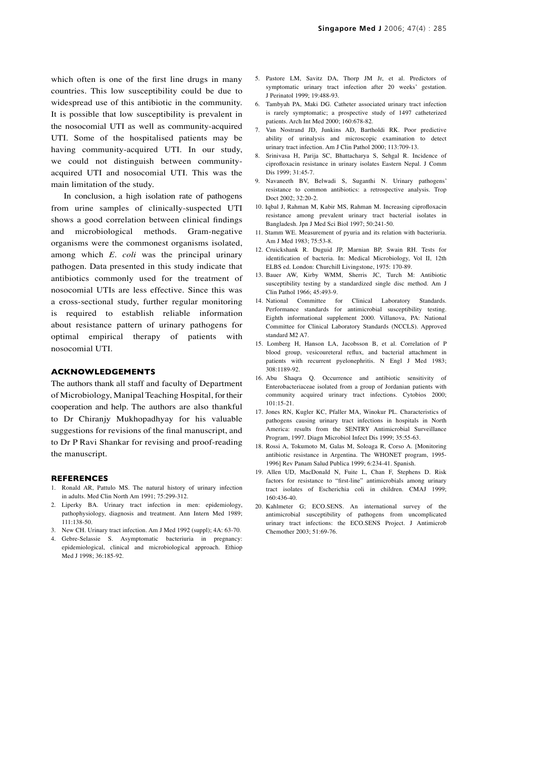which often is one of the first line drugs in many countries. This low susceptibility could be due to widespread use of this antibiotic in the community. It is possible that low susceptibility is prevalent in the nosocomial UTI as well as community-acquired UTI. Some of the hospitalised patients may be having community-acquired UTI. In our study, we could not distinguish between community-acquired UTI and nosocomial UTI. This was the main limitation of the study.

In conclusion, a high isolation rate of pathogens from urine samples of clinically-suspected UTI shows a good correlation between clinical findings and microbiological methods. Gram-negative organisms were the commonest organisms isolated, among which *E. coli* was the principal urinary pathogen. Data presented in this study indicate that antibiotics commonly used for the treatment of nosocomial UTIs are less effective. Since this was a cross-sectional study, further regular monitoring is required to establish reliable information about resistance pattern of urinary pathogens for optimal empirical therapy of patients with nosocomial UTI.

## ACKNOWLEDGEMENTS

The authors thank all staff and faculty of Department of Microbiology, Manipal Teaching Hospital, for their cooperation and help. The authors are also thankful to Dr Chiranjy Mukhopadhyay for his valuable suggestions for revisions of the final manuscript, and to Dr P Ravi Shankar for revising and proof-reading the manuscript.

## REFERENCES

1. Ronald AR, Pattulo MS. The natural history of urinary infection in adults. Med Clin North Am 1991; 75:299-312.
2. Liperky BA. Urinary tract infection in men: epidemiology, pathophysiology, diagnosis and treatment. Ann Intern Med 1989; 111:138-50.
3. New CH. Urinary tract infection. Am J Med 1992 (suppl); 4A: 63-70.
4. Gebre-Selassie S. Asymptomatic bacteriuria in pregnancy: epidemiological, clinical and microbiological approach. Ethiop Med J 1998; 36:185-92.
5. Pastore LM, Savitz DA, Thorp JM Jr, et al. Predictors of symptomatic urinary tract infection after 20 weeks' gestation. J Perinatol 1999; 19:488-93.
6. Tambyah PA, Maki DG. Catheter associated urinary tract infection is rarely symptomatic; a prospective study of 1497 catheterized patients. Arch Int Med 2000; 160:678-82.
7. Van Nostrand JD, Junkins AD, Bartholdi RK. Poor predictive ability of urinalysis and microscopic examination to detect urinary tract infection. Am J Clin Pathol 2000; 113:709-13.
8. Srinivasa H, Parija SC, Bhattacharya S, Sehgal R. Incidence of ciprofloxacin resistance in urinary isolates Eastern Nepal. J Comm Dis 1999; 31:45-7.
9. Navaneeth BV, Belwadi S, Suganthi N. Urinary pathogens' resistance to common antibiotics: a retrospective analysis. Trop Doct 2002; 32:20-2.
10. Iqbal J, Rahman M, Kabir MS, Rahman M. Increasing ciprofloxacin resistance among prevalent urinary tract bacterial isolates in Bangladesh. Jpn J Med Sci Biol 1997; 50:241-50.
11. Stamm WE. Measurement of pyuria and its relation with bacteriuria. Am J Med 1983; 75:53-8.
12. Cruickshank R. Duguid JP, Marnian BP, Swain RH. Tests for identification of bacteria. In: Medical Microbiology, Vol II, 12th ELBS ed. London: Churchill Livingstone, 1975: 170-89.
13. Bauer AW, Kirby WMM, Sherris JC, Turch M: Antibiotic susceptibility testing by a standardized single disc method. Am J Clin Pathol 1966; 45:493-9.
14. National Committee for Clinical Laboratory Standards. Performance standards for antimicrobial susceptibility testing. Eighth informational supplement 2000. Villanova, PA: National Committee for Clinical Laboratory Standards (NCCLS). Approved standard M2 A7.
15. Lomberg H, Hanson LA, Jacobsson B, et al. Correlation of P blood group, vesicoureteral reflux, and bacterial attachment in patients with recurrent pyelonephritis. N Engl J Med 1983; 308:1189-92.
16. Abu Shaqra Q. Occurrence and antibiotic sensitivity of Enterobacteriaceae isolated from a group of Jordanian patients with community acquired urinary tract infections. Cytobios 2000; 101:15-21.
17. Jones RN, Kugler KC, Pfaller MA, Winokur PL. Characteristics of pathogens causing urinary tract infections in hospitals in North America: results from the SENTRY Antimicrobial Surveillance Program, 1997. Diagn Microbiol Infect Dis 1999; 35:55-63.
18. Rossi A, Tokumoto M, Galas M, Soloaga R, Corso A. [Monitoring antibiotic resistance in Argentina. The WHONET program, 1995-1996] Rev Panam Salud Publica 1999; 6:234-41. Spanish.
19. Allen UD, MacDonald N, Fuite L, Chan F, Stephens D. Risk factors for resistance to "first-line" antimicrobials among urinary tract isolates of Escherichia coli in children. CMAJ 1999; 160:436-40.
20. Kahlmeter G; ECO.SENS. An international survey of the antimicrobial susceptibility of pathogens from uncomplicated urinary tract infections: the ECO.SENS Project. J Antimicrob Chemother 2003; 51:69-76.